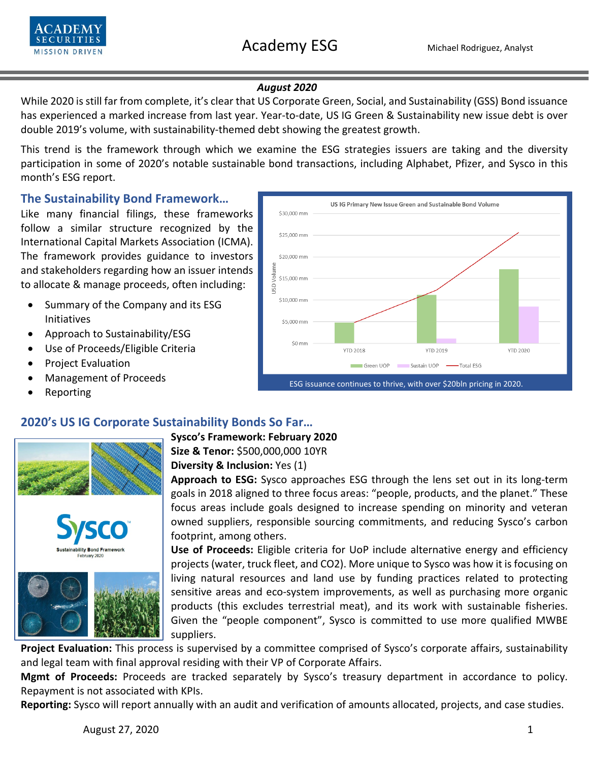**August 2020**

While 2020 is still far from complete, it's clear that US Corporate Green, Social, and Sustainability (GSS) Bond issuance has experienced a marked increase from last year. Year-to-date, US IG Green & Sustainability new issue debt is over double 2019's volume, with sustainability-themed debt showing the greatest growth.

This trend is the framework through which we examine the ESG strategies issuers are taking and the diversity participation in some of 2020's notable sustainable bond transactions, including Alphabet, Pfizer, and Sysco in this month's ESG report.

## The Sustainability Bond Framework…

Like many financial filings, these frameworks follow a similar structure recognized by the International Capital Markets Association (ICMA). The framework provides guidance to investors and stakeholders regarding how an issuer intends to allocate & manage proceeds, often including:

- Summary of the Company and its ESG Initiatives
- Approach to Sustainability/ESG
- Use of Proceeds/Eligible Criteria
- Project Evaluation
- Management of Proceeds
- Reporting

ESG issuance continues to thrive, with over $20bln pricing in 2020.

## 2020's US IG Corporate Sustainability Bonds So Far…

**Sysco's Framework: February 2020**
**Size & Tenor:** $500,000,000 10YR
**Diversity & Inclusion:** Yes (1)

**Approach to ESG:** Sysco approaches ESG through the lens set out in its long-term goals in 2018 aligned to three focus areas: "people, products, and the planet." These focus areas include goals designed to increase spending on minority and veteran owned suppliers, responsible sourcing commitments, and reducing Sysco's carbon footprint, among others.

**Use of Proceeds:** Eligible criteria for UoP include alternative energy and efficiency projects (water, truck fleet, and CO2). More unique to Sysco was how it is focusing on living natural resources and land use by funding practices related to protecting sensitive areas and eco-system improvements, as well as purchasing more organic products (this excludes terrestrial meat), and its work with sustainable fisheries. Given the "people component", Sysco is committed to use more qualified MWBE suppliers.

**Project Evaluation:** This process is supervised by a committee comprised of Sysco's corporate affairs, sustainability and legal team with final approval residing with their VP of Corporate Affairs.

**Mgmt of Proceeds:** Proceeds are tracked separately by Sysco's treasury department in accordance to policy. Repayment is not associated with KPIs.

**Reporting:** Sysco will report annually with an audit and verification of amounts allocated, projects, and case studies.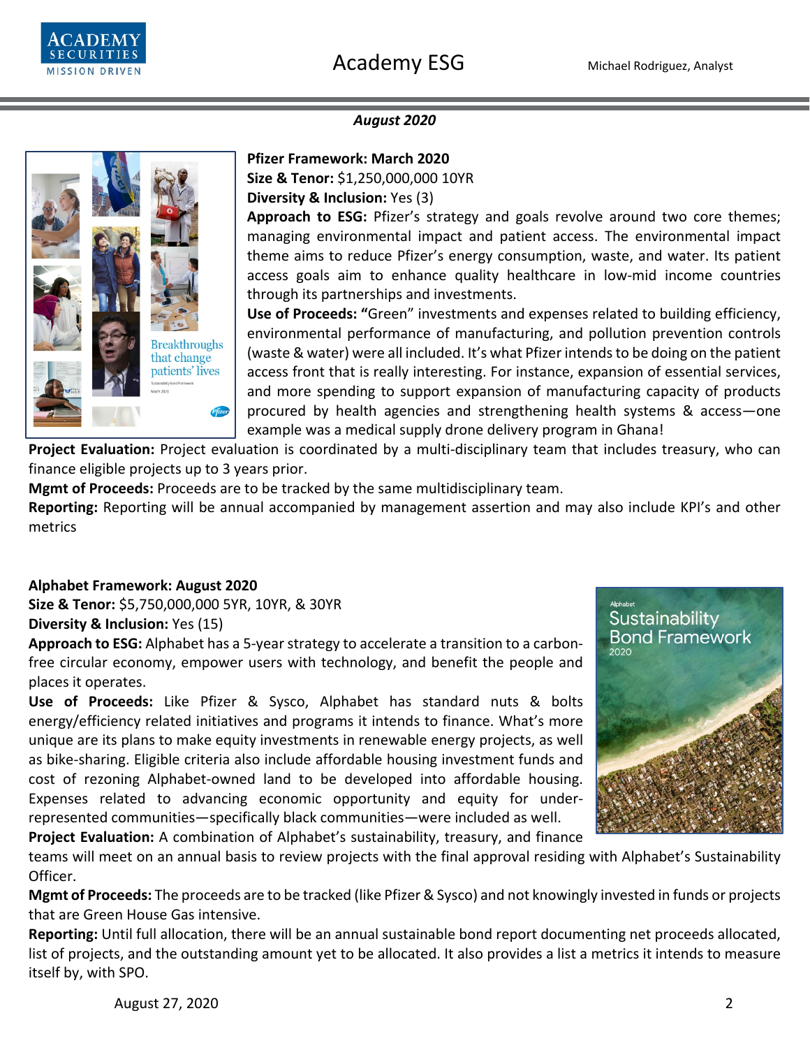*August 2020*

**Pfizer Framework: March 2020**
**Size & Tenor:** $1,250,000,000 10YR
**Diversity & Inclusion:** Yes (3)
**Approach to ESG:** Pfizer's strategy and goals revolve around two core themes; managing environmental impact and patient access. The environmental impact theme aims to reduce Pfizer's energy consumption, waste, and water. Its patient access goals aim to enhance quality healthcare in low-mid income countries through its partnerships and investments.
**Use of Proceeds: "**Green" investments and expenses related to building efficiency, environmental performance of manufacturing, and pollution prevention controls (waste & water) were all included. It's what Pfizer intends to be doing on the patient access front that is really interesting. For instance, expansion of essential services, and more spending to support expansion of manufacturing capacity of products procured by health agencies and strengthening health systems & access—one example was a medical supply drone delivery program in Ghana!
**Project Evaluation:** Project evaluation is coordinated by a multi-disciplinary team that includes treasury, who can finance eligible projects up to 3 years prior.
**Mgmt of Proceeds:** Proceeds are to be tracked by the same multidisciplinary team.
**Reporting:** Reporting will be annual accompanied by management assertion and may also include KPI's and other metrics

**Alphabet Framework: August 2020**
**Size & Tenor:** $5,750,000,000 5YR, 10YR, & 30YR
**Diversity & Inclusion:** Yes (15)
**Approach to ESG:** Alphabet has a 5-year strategy to accelerate a transition to a carbon-free circular economy, empower users with technology, and benefit the people and places it operates.
**Use of Proceeds:** Like Pfizer & Sysco, Alphabet has standard nuts & bolts energy/efficiency related initiatives and programs it intends to finance. What's more unique are its plans to make equity investments in renewable energy projects, as well as bike-sharing. Eligible criteria also include affordable housing investment funds and cost of rezoning Alphabet-owned land to be developed into affordable housing. Expenses related to advancing economic opportunity and equity for under-represented communities—specifically black communities—were included as well.
**Project Evaluation:** A combination of Alphabet's sustainability, treasury, and finance teams will meet on an annual basis to review projects with the final approval residing with Alphabet's Sustainability Officer.
**Mgmt of Proceeds:** The proceeds are to be tracked (like Pfizer & Sysco) and not knowingly invested in funds or projects that are Green House Gas intensive.
**Reporting:** Until full allocation, there will be an annual sustainable bond report documenting net proceeds allocated, list of projects, and the outstanding amount yet to be allocated. It also provides a list a metrics it intends to measure itself by, with SPO.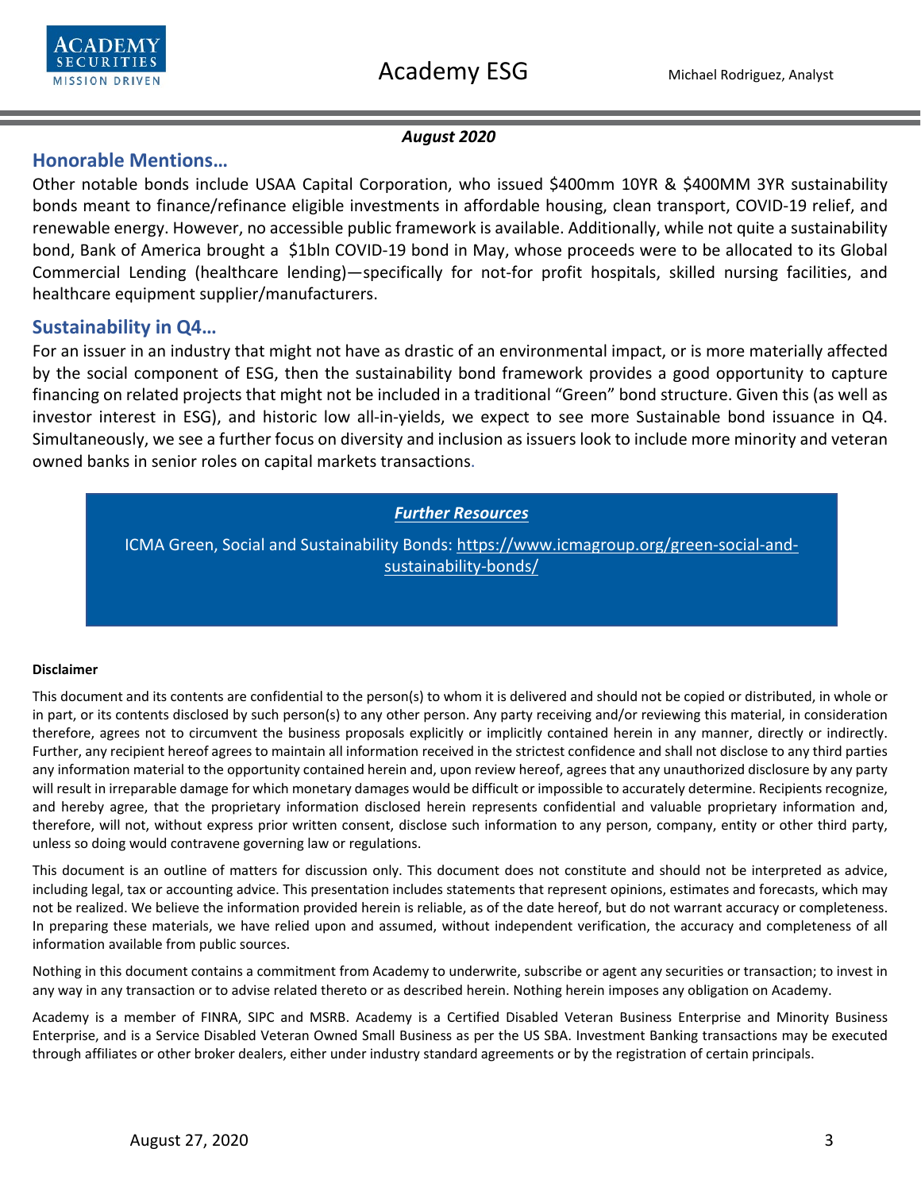*August 2020*

## Honorable Mentions…

Other notable bonds include USAA Capital Corporation, who issued $400mm 10YR & $400MM 3YR sustainability bonds meant to finance/refinance eligible investments in affordable housing, clean transport, COVID-19 relief, and renewable energy. However, no accessible public framework is available. Additionally, while not quite a sustainability bond, Bank of America brought a $1bln COVID-19 bond in May, whose proceeds were to be allocated to its Global Commercial Lending (healthcare lending)—specifically for not-for profit hospitals, skilled nursing facilities, and healthcare equipment supplier/manufacturers.

## Sustainability in Q4…

For an issuer in an industry that might not have as drastic of an environmental impact, or is more materially affected by the social component of ESG, then the sustainability bond framework provides a good opportunity to capture financing on related projects that might not be included in a traditional "Green" bond structure. Given this (as well as investor interest in ESG), and historic low all-in-yields, we expect to see more Sustainable bond issuance in Q4. Simultaneously, we see a further focus on diversity and inclusion as issuers look to include more minority and veteran owned banks in senior roles on capital markets transactions.

***Further Resources***

ICMA Green, Social and Sustainability Bonds: https://www.icmagroup.org/green-social-and-sustainability-bonds/

**Disclaimer**

This document and its contents are confidential to the person(s) to whom it is delivered and should not be copied or distributed, in whole or in part, or its contents disclosed by such person(s) to any other person. Any party receiving and/or reviewing this material, in consideration therefore, agrees not to circumvent the business proposals explicitly or implicitly contained herein in any manner, directly or indirectly. Further, any recipient hereof agrees to maintain all information received in the strictest confidence and shall not disclose to any third parties any information material to the opportunity contained herein and, upon review hereof, agrees that any unauthorized disclosure by any party will result in irreparable damage for which monetary damages would be difficult or impossible to accurately determine. Recipients recognize, and hereby agree, that the proprietary information disclosed herein represents confidential and valuable proprietary information and, therefore, will not, without express prior written consent, disclose such information to any person, company, entity or other third party, unless so doing would contravene governing law or regulations.

This document is an outline of matters for discussion only. This document does not constitute and should not be interpreted as advice, including legal, tax or accounting advice. This presentation includes statements that represent opinions, estimates and forecasts, which may not be realized. We believe the information provided herein is reliable, as of the date hereof, but do not warrant accuracy or completeness. In preparing these materials, we have relied upon and assumed, without independent verification, the accuracy and completeness of all information available from public sources.

Nothing in this document contains a commitment from Academy to underwrite, subscribe or agent any securities or transaction; to invest in any way in any transaction or to advise related thereto or as described herein. Nothing herein imposes any obligation on Academy.

Academy is a member of FINRA, SIPC and MSRB. Academy is a Certified Disabled Veteran Business Enterprise and Minority Business Enterprise, and is a Service Disabled Veteran Owned Small Business as per the US SBA. Investment Banking transactions may be executed through affiliates or other broker dealers, either under industry standard agreements or by the registration of certain principals.